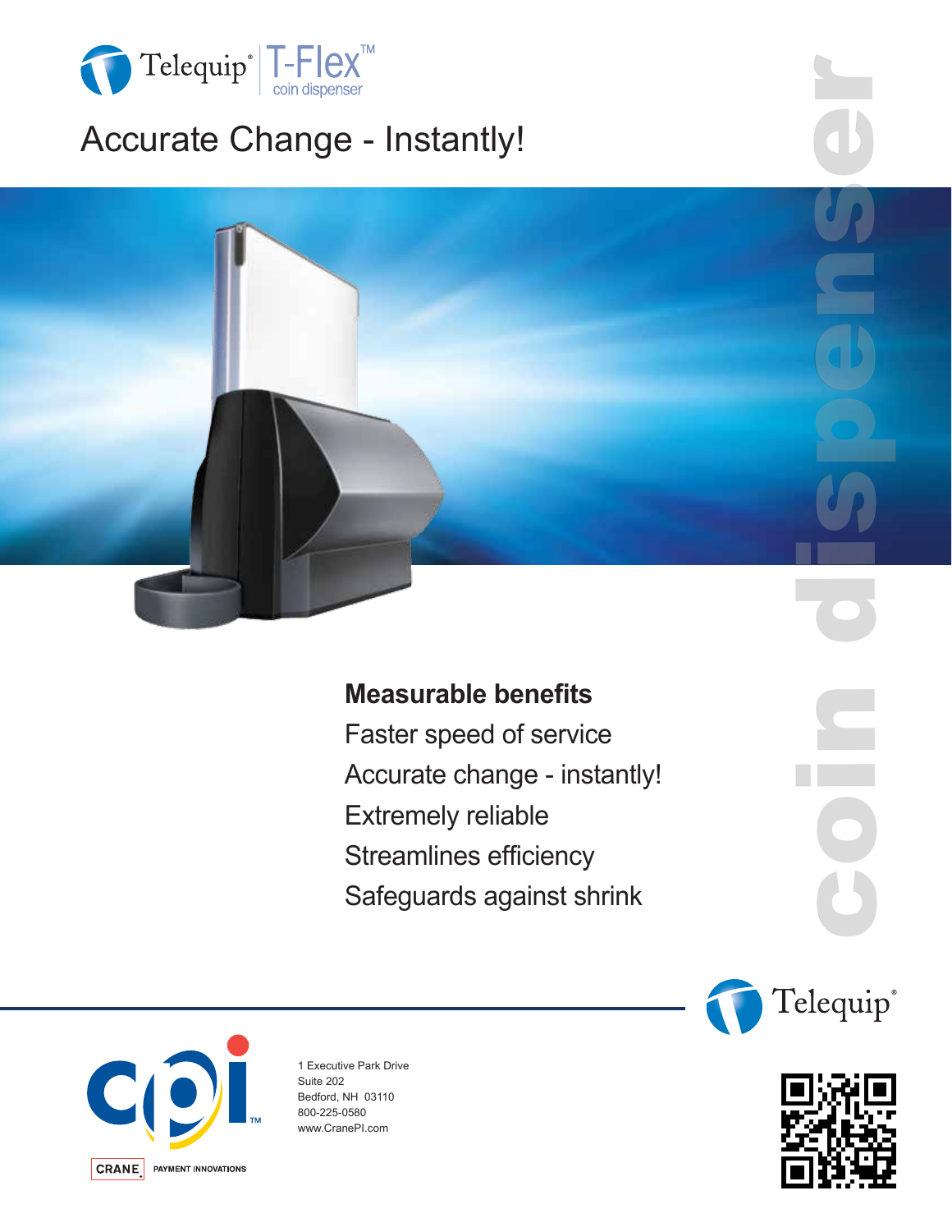Telequip® T-Flex™ coin dispenser

# Accurate Change - Instantly!

coin dispenser

**Measurable benefits**

Faster speed of service

Accurate change - instantly!

Extremely reliable

Streamlines efficiency

Safeguards against shrink

Telequip®

cpi™

CRANE PAYMENT INNOVATIONS

1 Executive Park Drive
Suite 202
Bedford, NH 03110
800-225-0580
www.CranePI.com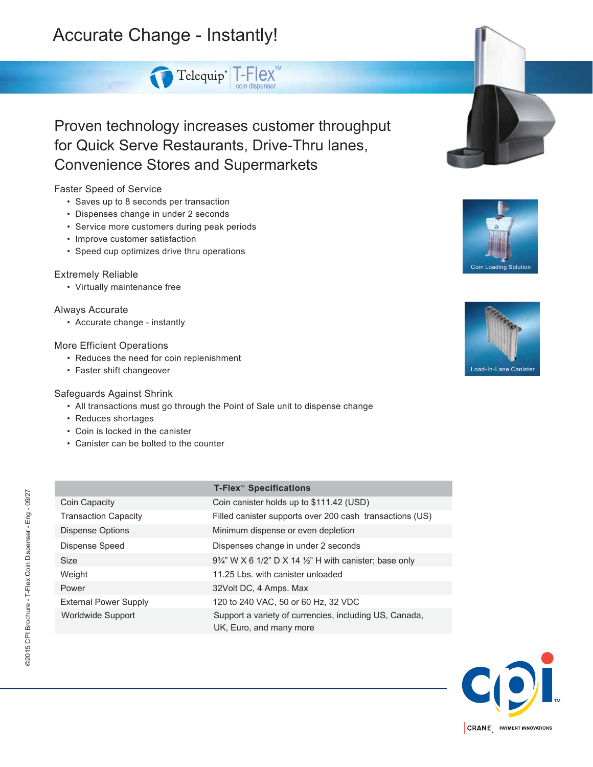# Accurate Change - Instantly!

Telequip® T-Flex™ coin dispenser

## Proven technology increases customer throughput for Quick Serve Restaurants, Drive-Thru lanes, Convenience Stores and Supermarkets

### Faster Speed of Service

- Saves up to 8 seconds per transaction
- Dispenses change in under 2 seconds
- Service more customers during peak periods
- Improve customer satisfaction
- Speed cup optimizes drive thru operations

### Extremely Reliable

- Virtually maintenance free

### Always Accurate

- Accurate change - instantly

### More Efficient Operations

- Reduces the need for coin replenishment
- Faster shift changeover

### Safeguards Against Shrink

- All transactions must go through the Point of Sale unit to dispense change
- Reduces shortages
- Coin is locked in the canister
- Canister can be bolted to the counter

Coin Loading Solution

Load-In-Lane Canister

| | **T-Flex™ Specifications** |
|---|---|
| Coin Capacity | Coin canister holds up to $111.42 (USD) |
| Transaction Capacity | Filled canister supports over 200 cash transactions (US) |
| Dispense Options | Minimum dispense or even depletion |
| Dispense Speed | Dispenses change in under 2 seconds |
| Size | 9¾" W X 6 1/2" D X 14 ½" H with canister; base only |
| Weight | 11.25 Lbs. with canister unloaded |
| Power | 32Volt DC, 4 Amps. Max |
| External Power Supply | 120 to 240 VAC, 50 or 60 Hz, 32 VDC |
| Worldwide Support | Support a variety of currencies, including US, Canada, UK, Euro, and many more |

©2015 CPI Brochure - T-Flex Coin Dispenser - Eng - 09/27

cpi™ CRANE PAYMENT INNOVATIONS